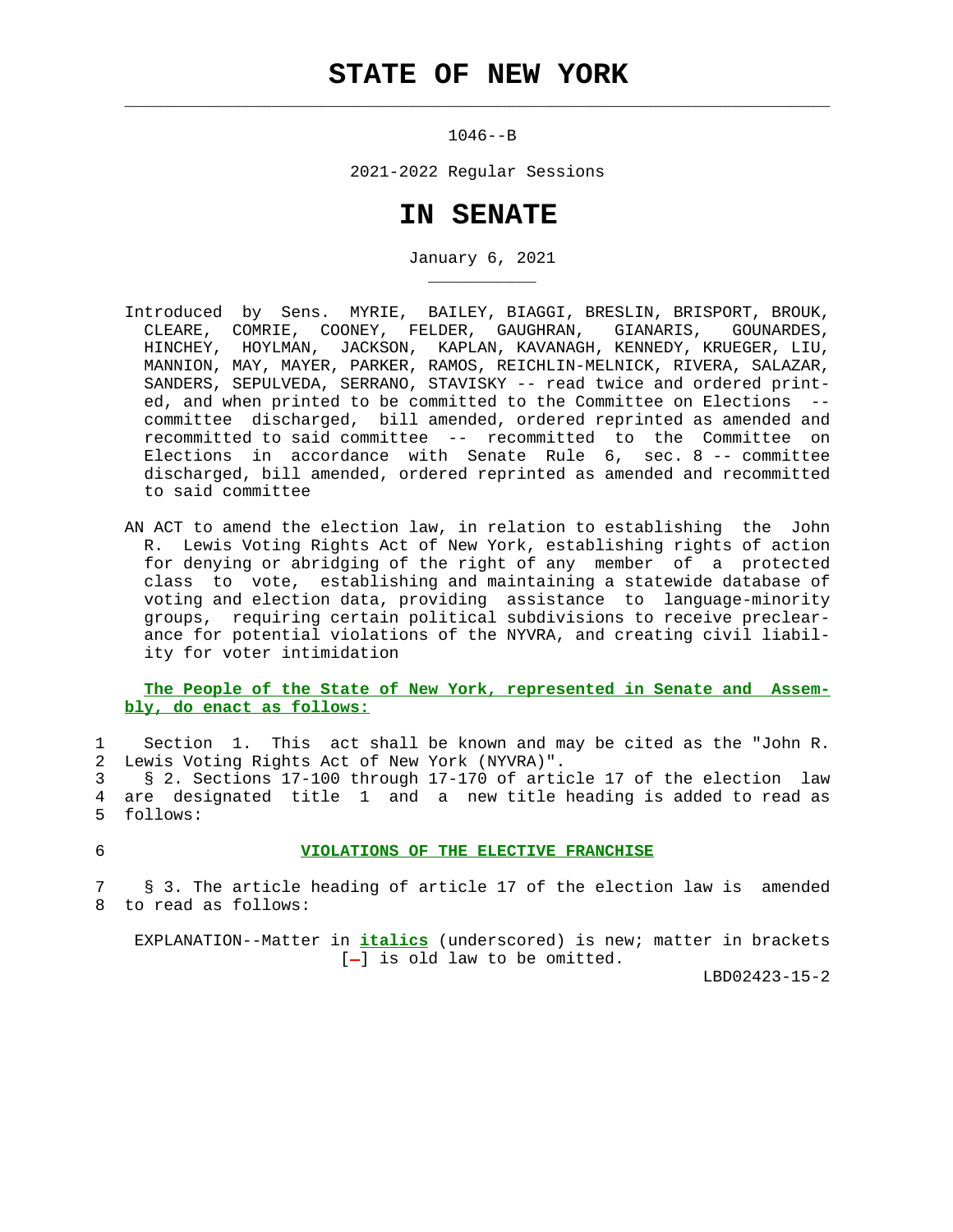# STATE OF NEW YORK

1046--B

2021-2022 Regular Sessions

# IN SENATE

January 6, 2021

Introduced by Sens. MYRIE, BAILEY, BIAGGI, BRESLIN, BRISPORT, BROUK, CLEARE, COMRIE, COONEY, FELDER, GAUGHRAN, GIANARIS, GOUNARDES, HINCHEY, HOYLMAN, JACKSON, KAPLAN, KAVANAGH, KENNEDY, KRUEGER, LIU, MANNION, MAY, MAYER, PARKER, RAMOS, REICHLIN-MELNICK, RIVERA, SALAZAR, SANDERS, SEPULVEDA, SERRANO, STAVISKY -- read twice and ordered printed, and when printed to be committed to the Committee on Elections -- committee discharged, bill amended, ordered reprinted as amended and recommitted to said committee -- recommitted to the Committee on Elections in accordance with Senate Rule 6, sec. 8 -- committee discharged, bill amended, ordered reprinted as amended and recommitted to said committee

AN ACT to amend the election law, in relation to establishing the John R. Lewis Voting Rights Act of New York, establishing rights of action for denying or abridging of the right of any member of a protected class to vote, establishing and maintaining a statewide database of voting and election data, providing assistance to language-minority groups, requiring certain political subdivisions to receive preclearance for potential violations of the NYVRA, and creating civil liability for voter intimidation

**The People of the State of New York, represented in Senate and Assembly, do enact as follows:**

1 Section 1. This act shall be known and may be cited as the "John R.
2 Lewis Voting Rights Act of New York (NYVRA)".
3 § 2. Sections 17-100 through 17-170 of article 17 of the election law
4 are designated title 1 and a new title heading is added to read as
5 follows:

6 **VIOLATIONS OF THE ELECTIVE FRANCHISE**

7 § 3. The article heading of article 17 of the election law is amended
8 to read as follows:

EXPLANATION--Matter in ***italics*** (underscored) is new; matter in brackets [-] is old law to be omitted.

LBD02423-15-2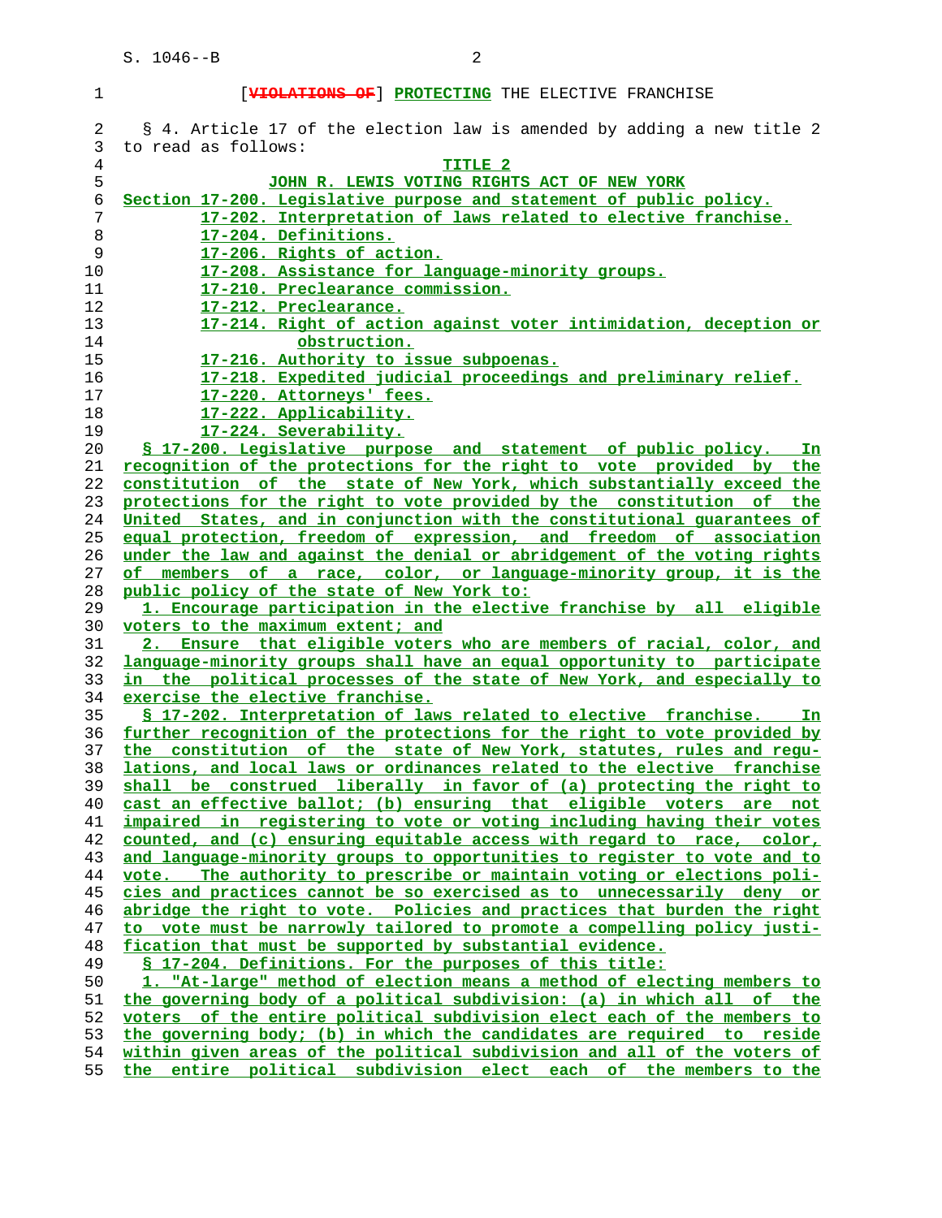[~~VIOLATIONS OF~~] PROTECTING THE ELECTIVE FRANCHISE

§ 4. Article 17 of the election law is amended by adding a new title 2 to read as follows:

**TITLE 2**

**JOHN R. LEWIS VOTING RIGHTS ACT OF NEW YORK**

Section 17-200. Legislative purpose and statement of public policy.
17-202. Interpretation of laws related to elective franchise.
17-204. Definitions.
17-206. Rights of action.
17-208. Assistance for language-minority groups.
17-210. Preclearance commission.
17-212. Preclearance.
17-214. Right of action against voter intimidation, deception or obstruction.
17-216. Authority to issue subpoenas.
17-218. Expedited judicial proceedings and preliminary relief.
17-220. Attorneys' fees.
17-222. Applicability.
17-224. Severability.

§ 17-200. Legislative purpose and statement of public policy. In recognition of the protections for the right to vote provided by the constitution of the state of New York, which substantially exceed the protections for the right to vote provided by the constitution of the United States, and in conjunction with the constitutional guarantees of equal protection, freedom of expression, and freedom of association under the law and against the denial or abridgement of the voting rights of members of a race, color, or language-minority group, it is the public policy of the state of New York to:

1. Encourage participation in the elective franchise by all eligible voters to the maximum extent; and

2. Ensure that eligible voters who are members of racial, color, and language-minority groups shall have an equal opportunity to participate in the political processes of the state of New York, and especially to exercise the elective franchise.

§ 17-202. Interpretation of laws related to elective franchise. In further recognition of the protections for the right to vote provided by the constitution of the state of New York, statutes, rules and regulations, and local laws or ordinances related to the elective franchise shall be construed liberally in favor of (a) protecting the right to cast an effective ballot; (b) ensuring that eligible voters are not impaired in registering to vote or voting including having their votes counted, and (c) ensuring equitable access with regard to race, color, and language-minority groups to opportunities to register to vote and to vote. The authority to prescribe or maintain voting or elections policies and practices cannot be so exercised as to unnecessarily deny or abridge the right to vote. Policies and practices that burden the right to vote must be narrowly tailored to promote a compelling policy justification that must be supported by substantial evidence.

§ 17-204. Definitions. For the purposes of this title:

1. "At-large" method of election means a method of electing members to the governing body of a political subdivision: (a) in which all of the voters of the entire political subdivision elect each of the members to the governing body; (b) in which the candidates are required to reside within given areas of the political subdivision and all of the voters of the entire political subdivision elect each of the members to the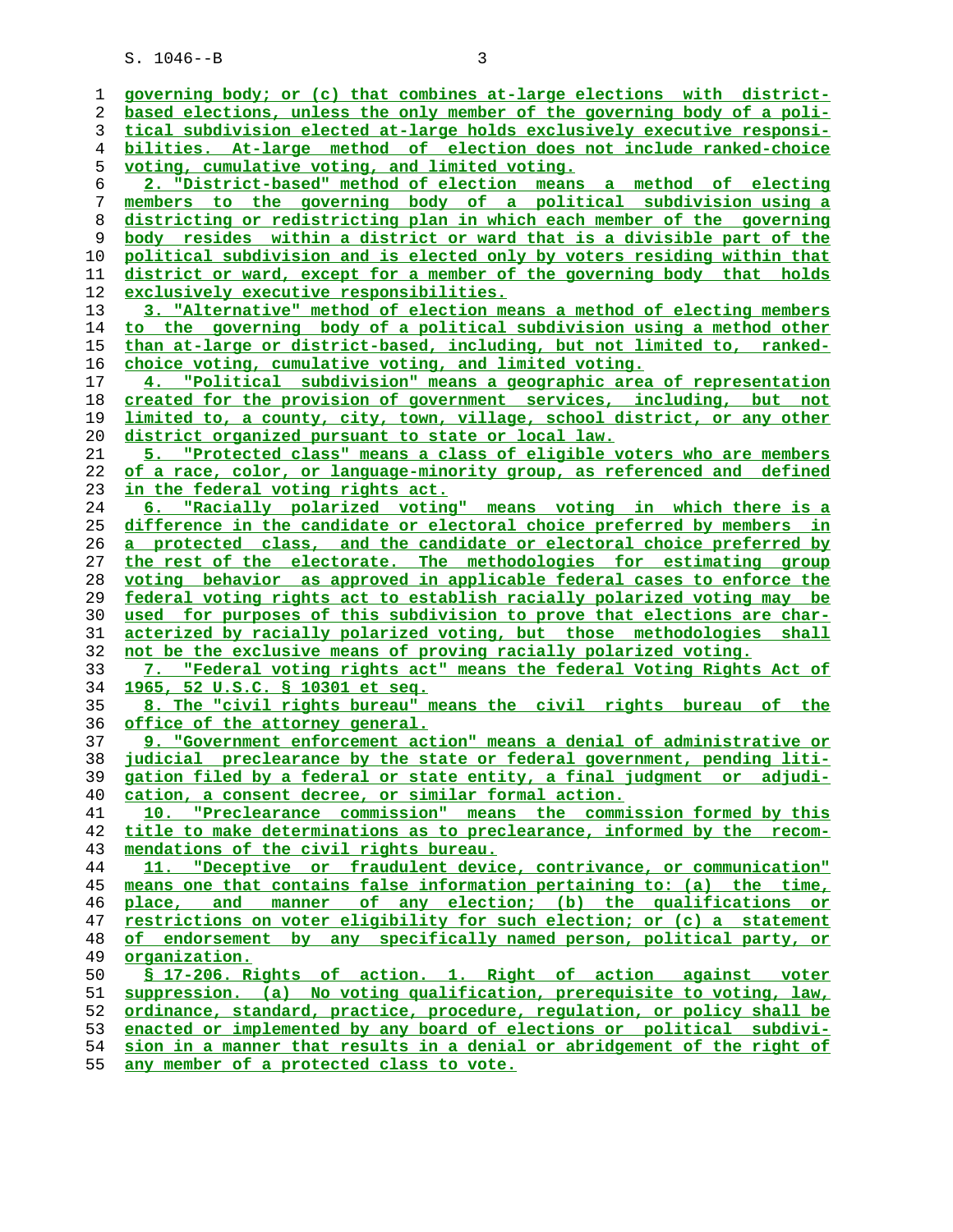governing body; or (c) that combines at-large elections with district-based elections, unless the only member of the governing body of a political subdivision elected at-large holds exclusively executive responsibilities. At-large method of election does not include ranked-choice voting, cumulative voting, and limited voting.

2. "District-based" method of election means a method of electing members to the governing body of a political subdivision using a districting or redistricting plan in which each member of the governing body resides within a district or ward that is a divisible part of the political subdivision and is elected only by voters residing within that district or ward, except for a member of the governing body that holds exclusively executive responsibilities.

3. "Alternative" method of election means a method of electing members to the governing body of a political subdivision using a method other than at-large or district-based, including, but not limited to, ranked-choice voting, cumulative voting, and limited voting.

4. "Political subdivision" means a geographic area of representation created for the provision of government services, including, but not limited to, a county, city, town, village, school district, or any other district organized pursuant to state or local law.

5. "Protected class" means a class of eligible voters who are members of a race, color, or language-minority group, as referenced and defined in the federal voting rights act.

6. "Racially polarized voting" means voting in which there is a difference in the candidate or electoral choice preferred by members in a protected class, and the candidate or electoral choice preferred by the rest of the electorate. The methodologies for estimating group voting behavior as approved in applicable federal cases to enforce the federal voting rights act to establish racially polarized voting may be used for purposes of this subdivision to prove that elections are characterized by racially polarized voting, but those methodologies shall not be the exclusive means of proving racially polarized voting.

7. "Federal voting rights act" means the federal Voting Rights Act of 1965, 52 U.S.C. § 10301 et seq.

8. The "civil rights bureau" means the civil rights bureau of the office of the attorney general.

9. "Government enforcement action" means a denial of administrative or judicial preclearance by the state or federal government, pending litigation filed by a federal or state entity, a final judgment or adjudication, a consent decree, or similar formal action.

10. "Preclearance commission" means the commission formed by this title to make determinations as to preclearance, informed by the recommendations of the civil rights bureau.

11. "Deceptive or fraudulent device, contrivance, or communication" means one that contains false information pertaining to: (a) the time, place, and manner of any election; (b) the qualifications or restrictions on voter eligibility for such election; or (c) a statement of endorsement by any specifically named person, political party, or organization.

§ 17-206. Rights of action. 1. Right of action against voter suppression. (a) No voting qualification, prerequisite to voting, law, ordinance, standard, practice, procedure, regulation, or policy shall be enacted or implemented by any board of elections or political subdivision in a manner that results in a denial or abridgement of the right of any member of a protected class to vote.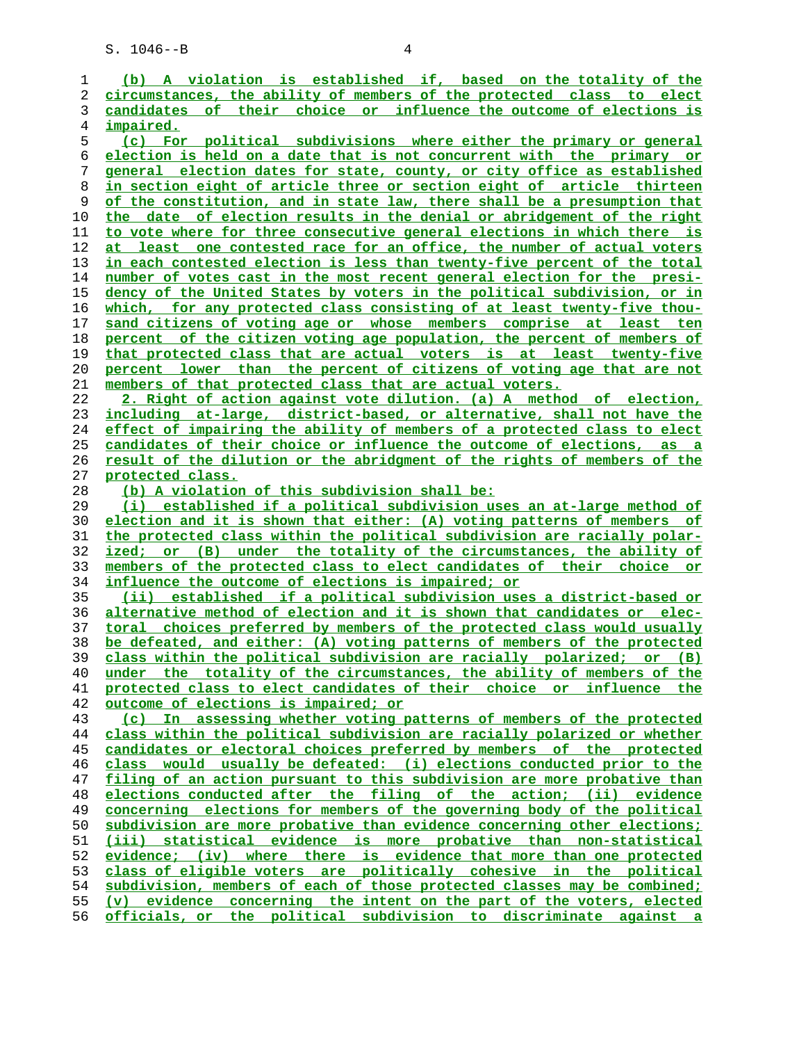(b) A violation is established if, based on the totality of the circumstances, the ability of members of the protected class to elect candidates of their choice or influence the outcome of elections is impaired.

(c) For political subdivisions where either the primary or general election is held on a date that is not concurrent with the primary or general election dates for state, county, or city office as established in section eight of article three or section eight of article thirteen of the constitution, and in state law, there shall be a presumption that the date of election results in the denial or abridgement of the right to vote where for three consecutive general elections in which there is at least one contested race for an office, the number of actual voters in each contested election is less than twenty-five percent of the total number of votes cast in the most recent general election for the presidency of the United States by voters in the political subdivision, or in which, for any protected class consisting of at least twenty-five thousand citizens of voting age or whose members comprise at least ten percent of the citizen voting age population, the percent of members of that protected class that are actual voters is at least twenty-five percent lower than the percent of citizens of voting age that are not members of that protected class that are actual voters.

2. Right of action against vote dilution. (a) A method of election, including at-large, district-based, or alternative, shall not have the effect of impairing the ability of members of a protected class to elect candidates of their choice or influence the outcome of elections, as a result of the dilution or the abridgment of the rights of members of the protected class.

(b) A violation of this subdivision shall be:

(i) established if a political subdivision uses an at-large method of election and it is shown that either: (A) voting patterns of members of the protected class within the political subdivision are racially polarized; or (B) under the totality of the circumstances, the ability of members of the protected class to elect candidates of their choice or influence the outcome of elections is impaired; or

(ii) established if a political subdivision uses a district-based or alternative method of election and it is shown that candidates or electoral choices preferred by members of the protected class would usually be defeated, and either: (A) voting patterns of members of the protected class within the political subdivision are racially polarized; or (B) under the totality of the circumstances, the ability of members of the protected class to elect candidates of their choice or influence the outcome of elections is impaired; or

(c) In assessing whether voting patterns of members of the protected class within the political subdivision are racially polarized or whether candidates or electoral choices preferred by members of the protected class would usually be defeated: (i) elections conducted prior to the filing of an action pursuant to this subdivision are more probative than elections conducted after the filing of the action; (ii) evidence concerning elections for members of the governing body of the political subdivision are more probative than evidence concerning other elections; (iii) statistical evidence is more probative than non-statistical evidence; (iv) where there is evidence that more than one protected class of eligible voters are politically cohesive in the political subdivision, members of each of those protected classes may be combined; (v) evidence concerning the intent on the part of the voters, elected officials, or the political subdivision to discriminate against a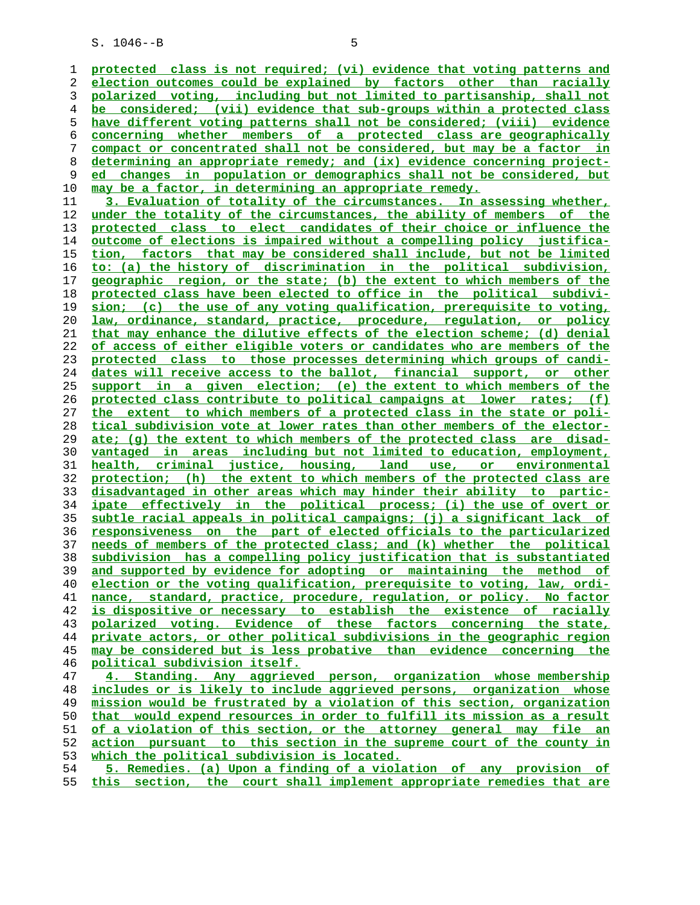protected class is not required; (vi) evidence that voting patterns and election outcomes could be explained by factors other than racially polarized voting, including but not limited to partisanship, shall not be considered; (vii) evidence that sub-groups within a protected class have different voting patterns shall not be considered; (viii) evidence concerning whether members of a protected class are geographically compact or concentrated shall not be considered, but may be a factor in determining an appropriate remedy; and (ix) evidence concerning projected changes in population or demographics shall not be considered, but may be a factor, in determining an appropriate remedy.

3. Evaluation of totality of the circumstances. In assessing whether, under the totality of the circumstances, the ability of members of the protected class to elect candidates of their choice or influence the outcome of elections is impaired without a compelling policy justification, factors that may be considered shall include, but not be limited to: (a) the history of discrimination in the political subdivision, geographic region, or the state; (b) the extent to which members of the protected class have been elected to office in the political subdivision; (c) the use of any voting qualification, prerequisite to voting, law, ordinance, standard, practice, procedure, regulation, or policy that may enhance the dilutive effects of the election scheme; (d) denial of access of either eligible voters or candidates who are members of the protected class to those processes determining which groups of candidates will receive access to the ballot, financial support, or other support in a given election; (e) the extent to which members of the protected class contribute to political campaigns at lower rates; (f) the extent to which members of a protected class in the state or political subdivision vote at lower rates than other members of the electorate; (g) the extent to which members of the protected class are disadvantaged in areas including but not limited to education, employment, health, criminal justice, housing, land use, or environmental protection; (h) the extent to which members of the protected class are disadvantaged in other areas which may hinder their ability to participate effectively in the political process; (i) the use of overt or subtle racial appeals in political campaigns; (j) a significant lack of responsiveness on the part of elected officials to the particularized needs of members of the protected class; and (k) whether the political subdivision has a compelling policy justification that is substantiated and supported by evidence for adopting or maintaining the method of election or the voting qualification, prerequisite to voting, law, ordinance, standard, practice, procedure, regulation, or policy. No factor is dispositive or necessary to establish the existence of racially polarized voting. Evidence of these factors concerning the state, private actors, or other political subdivisions in the geographic region may be considered but is less probative than evidence concerning the political subdivision itself.

4. Standing. Any aggrieved person, organization whose membership includes or is likely to include aggrieved persons, organization whose mission would be frustrated by a violation of this section, organization that would expend resources in order to fulfill its mission as a result of a violation of this section, or the attorney general may file an action pursuant to this section in the supreme court of the county in which the political subdivision is located.

5. Remedies. (a) Upon a finding of a violation of any provision of this section, the court shall implement appropriate remedies that are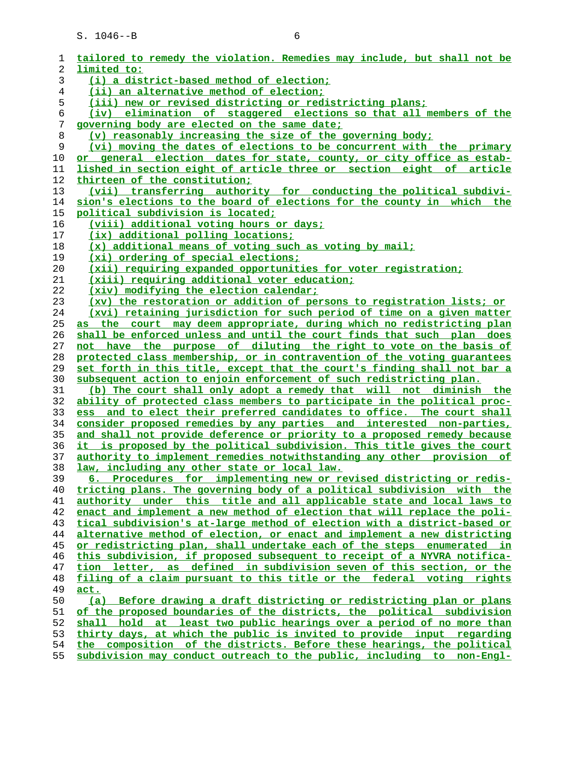tailored to remedy the violation. Remedies may include, but shall not be limited to:

(i) a district-based method of election;

(ii) an alternative method of election;

(iii) new or revised districting or redistricting plans;

(iv) elimination of staggered elections so that all members of the governing body are elected on the same date;

(v) reasonably increasing the size of the governing body;

(vi) moving the dates of elections to be concurrent with the primary or general election dates for state, county, or city office as established in section eight of article three or section eight of article thirteen of the constitution;

(vii) transferring authority for conducting the political subdivision's elections to the board of elections for the county in which the political subdivision is located;

(viii) additional voting hours or days;

(ix) additional polling locations;

(x) additional means of voting such as voting by mail;

(xi) ordering of special elections;

(xii) requiring expanded opportunities for voter registration;

(xiii) requiring additional voter education;

(xiv) modifying the election calendar;

(xv) the restoration or addition of persons to registration lists; or

(xvi) retaining jurisdiction for such period of time on a given matter as the court may deem appropriate, during which no redistricting plan shall be enforced unless and until the court finds that such plan does not have the purpose of diluting the right to vote on the basis of protected class membership, or in contravention of the voting guarantees set forth in this title, except that the court's finding shall not bar a subsequent action to enjoin enforcement of such redistricting plan.

(b) The court shall only adopt a remedy that will not diminish the ability of protected class members to participate in the political process and to elect their preferred candidates to office. The court shall consider proposed remedies by any parties and interested non-parties, and shall not provide deference or priority to a proposed remedy because it is proposed by the political subdivision. This title gives the court authority to implement remedies notwithstanding any other provision of law, including any other state or local law.

6. Procedures for implementing new or revised districting or redistricting plans. The governing body of a political subdivision with the authority under this title and all applicable state and local laws to enact and implement a new method of election that will replace the political subdivision's at-large method of election with a district-based or alternative method of election, or enact and implement a new districting or redistricting plan, shall undertake each of the steps enumerated in this subdivision, if proposed subsequent to receipt of a NYVRA notification letter, as defined in subdivision seven of this section, or the filing of a claim pursuant to this title or the federal voting rights act.

(a) Before drawing a draft districting or redistricting plan or plans of the proposed boundaries of the districts, the political subdivision shall hold at least two public hearings over a period of no more than thirty days, at which the public is invited to provide input regarding the composition of the districts. Before these hearings, the political subdivision may conduct outreach to the public, including to non-Engl-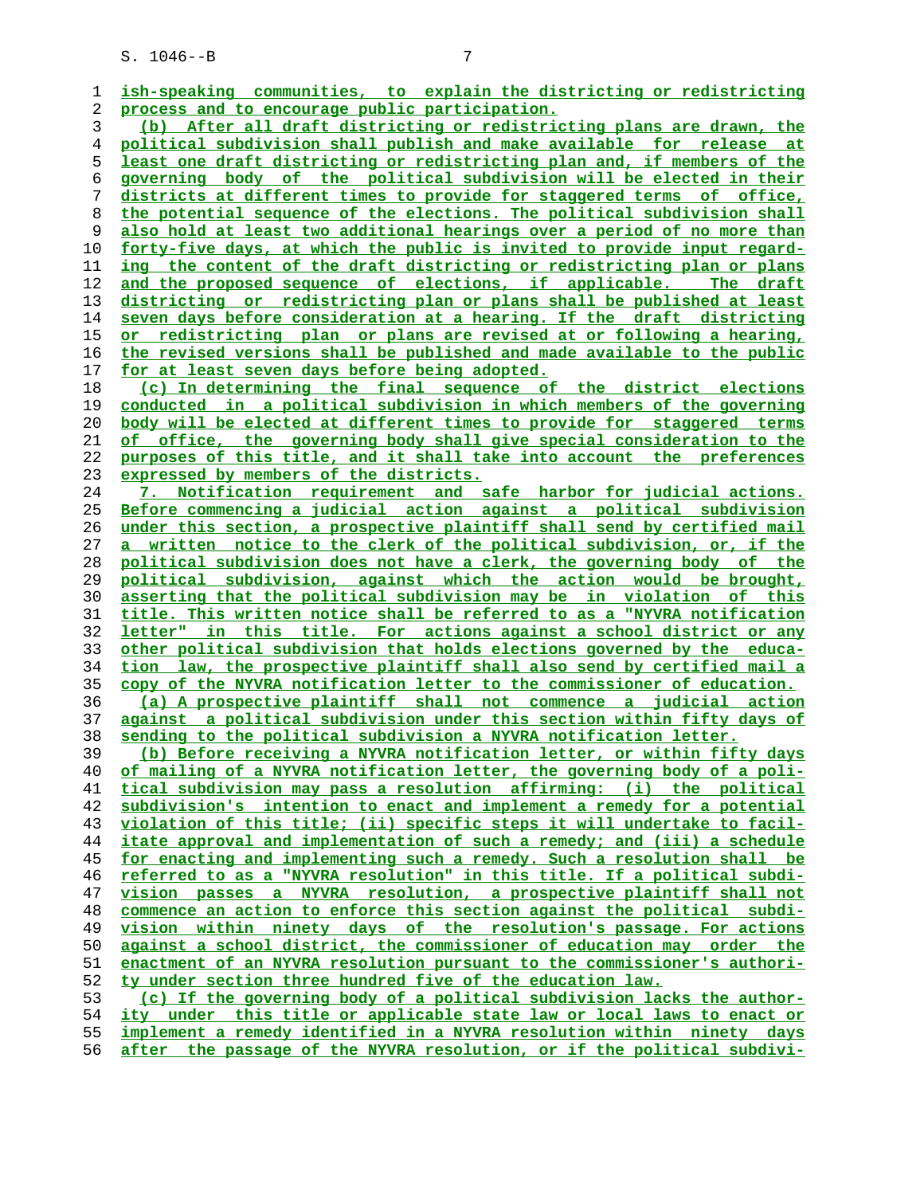ish-speaking communities, to explain the districting or redistricting process and to encourage public participation.

(b) After all draft districting or redistricting plans are drawn, the political subdivision shall publish and make available for release at least one draft districting or redistricting plan and, if members of the governing body of the political subdivision will be elected in their districts at different times to provide for staggered terms of office, the potential sequence of the elections. The political subdivision shall also hold at least two additional hearings over a period of no more than forty-five days, at which the public is invited to provide input regarding the content of the draft districting or redistricting plan or plans and the proposed sequence of elections, if applicable. The draft districting or redistricting plan or plans shall be published at least seven days before consideration at a hearing. If the draft districting or redistricting plan or plans are revised at or following a hearing, the revised versions shall be published and made available to the public for at least seven days before being adopted.

(c) In determining the final sequence of the district elections conducted in a political subdivision in which members of the governing body will be elected at different times to provide for staggered terms of office, the governing body shall give special consideration to the purposes of this title, and it shall take into account the preferences expressed by members of the districts.

7. Notification requirement and safe harbor for judicial actions. Before commencing a judicial action against a political subdivision under this section, a prospective plaintiff shall send by certified mail a written notice to the clerk of the political subdivision, or, if the political subdivision does not have a clerk, the governing body of the political subdivision, against which the action would be brought, asserting that the political subdivision may be in violation of this title. This written notice shall be referred to as a "NYVRA notification letter" in this title. For actions against a school district or any other political subdivision that holds elections governed by the education law, the prospective plaintiff shall also send by certified mail a copy of the NYVRA notification letter to the commissioner of education.

(a) A prospective plaintiff shall not commence a judicial action against a political subdivision under this section within fifty days of sending to the political subdivision a NYVRA notification letter.

(b) Before receiving a NYVRA notification letter, or within fifty days of mailing of a NYVRA notification letter, the governing body of a political subdivision may pass a resolution affirming: (i) the political subdivision's intention to enact and implement a remedy for a potential violation of this title; (ii) specific steps it will undertake to facilitate approval and implementation of such a remedy; and (iii) a schedule for enacting and implementing such a remedy. Such a resolution shall be referred to as a "NYVRA resolution" in this title. If a political subdivision passes a NYVRA resolution, a prospective plaintiff shall not commence an action to enforce this section against the political subdivision within ninety days of the resolution's passage. For actions against a school district, the commissioner of education may order the enactment of an NYVRA resolution pursuant to the commissioner's authority under section three hundred five of the education law.

(c) If the governing body of a political subdivision lacks the authority under this title or applicable state law or local laws to enact or implement a remedy identified in a NYVRA resolution within ninety days after the passage of the NYVRA resolution, or if the political subdivi-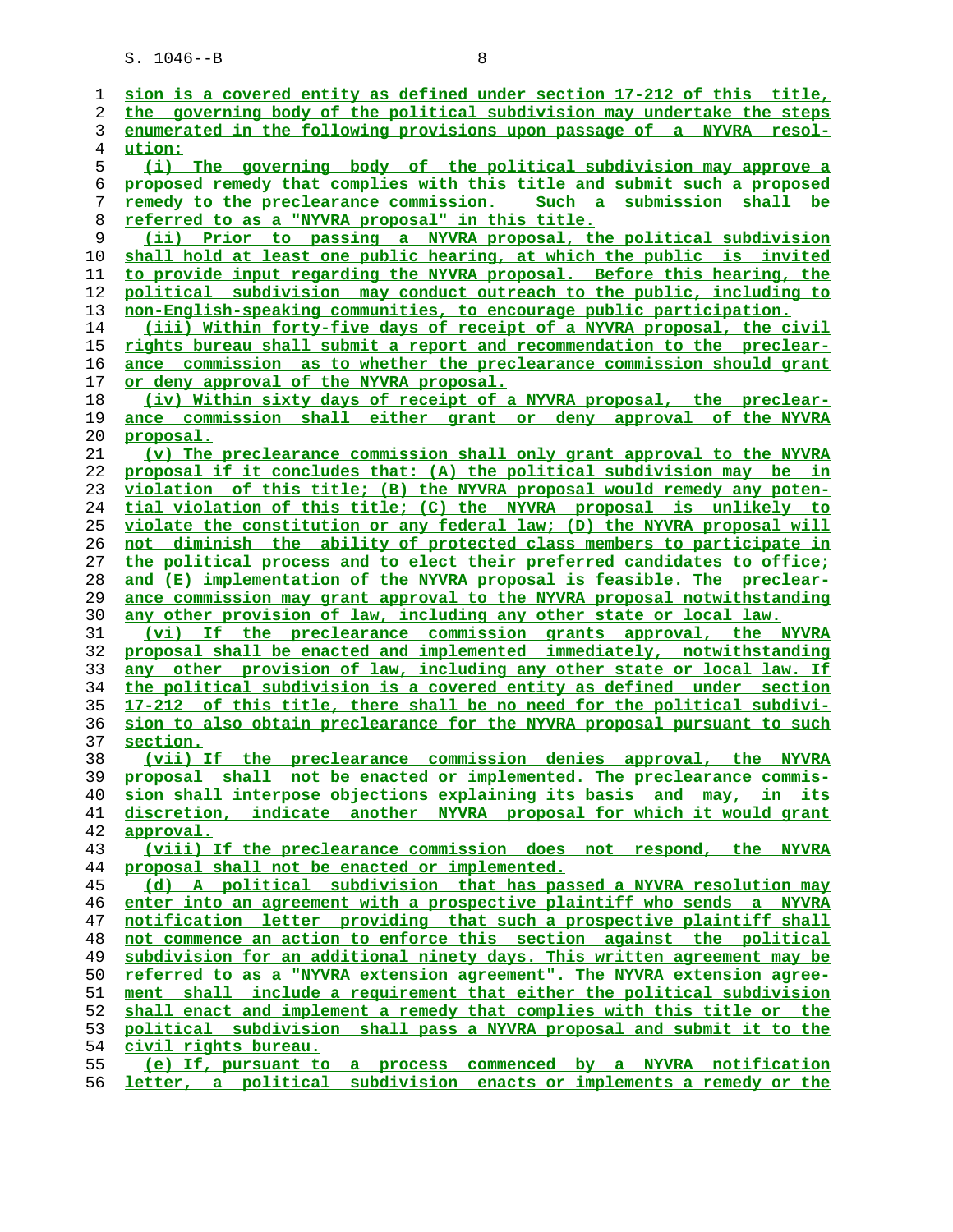sion is a covered entity as defined under section 17-212 of this title, the governing body of the political subdivision may undertake the steps enumerated in the following provisions upon passage of a NYVRA resolution:

(i) The governing body of the political subdivision may approve a proposed remedy that complies with this title and submit such a proposed remedy to the preclearance commission. Such a submission shall be referred to as a "NYVRA proposal" in this title.

(ii) Prior to passing a NYVRA proposal, the political subdivision shall hold at least one public hearing, at which the public is invited to provide input regarding the NYVRA proposal. Before this hearing, the political subdivision may conduct outreach to the public, including to non-English-speaking communities, to encourage public participation.

(iii) Within forty-five days of receipt of a NYVRA proposal, the civil rights bureau shall submit a report and recommendation to the preclearance commission as to whether the preclearance commission should grant or deny approval of the NYVRA proposal.

(iv) Within sixty days of receipt of a NYVRA proposal, the preclearance commission shall either grant or deny approval of the NYVRA proposal.

(v) The preclearance commission shall only grant approval to the NYVRA proposal if it concludes that: (A) the political subdivision may be in violation of this title; (B) the NYVRA proposal would remedy any potential violation of this title; (C) the NYVRA proposal is unlikely to violate the constitution or any federal law; (D) the NYVRA proposal will not diminish the ability of protected class members to participate in the political process and to elect their preferred candidates to office; and (E) implementation of the NYVRA proposal is feasible. The preclearance commission may grant approval to the NYVRA proposal notwithstanding any other provision of law, including any other state or local law.

(vi) If the preclearance commission grants approval, the NYVRA proposal shall be enacted and implemented immediately, notwithstanding any other provision of law, including any other state or local law. If the political subdivision is a covered entity as defined under section 17-212 of this title, there shall be no need for the political subdivision to also obtain preclearance for the NYVRA proposal pursuant to such section.

(vii) If the preclearance commission denies approval, the NYVRA proposal shall not be enacted or implemented. The preclearance commission shall interpose objections explaining its basis and may, in its discretion, indicate another NYVRA proposal for which it would grant approval.

(viii) If the preclearance commission does not respond, the NYVRA proposal shall not be enacted or implemented.

(d) A political subdivision that has passed a NYVRA resolution may enter into an agreement with a prospective plaintiff who sends a NYVRA notification letter providing that such a prospective plaintiff shall not commence an action to enforce this section against the political subdivision for an additional ninety days. This written agreement may be referred to as a "NYVRA extension agreement". The NYVRA extension agreement shall include a requirement that either the political subdivision shall enact and implement a remedy that complies with this title or the political subdivision shall pass a NYVRA proposal and submit it to the civil rights bureau.

(e) If, pursuant to a process commenced by a NYVRA notification letter, a political subdivision enacts or implements a remedy or the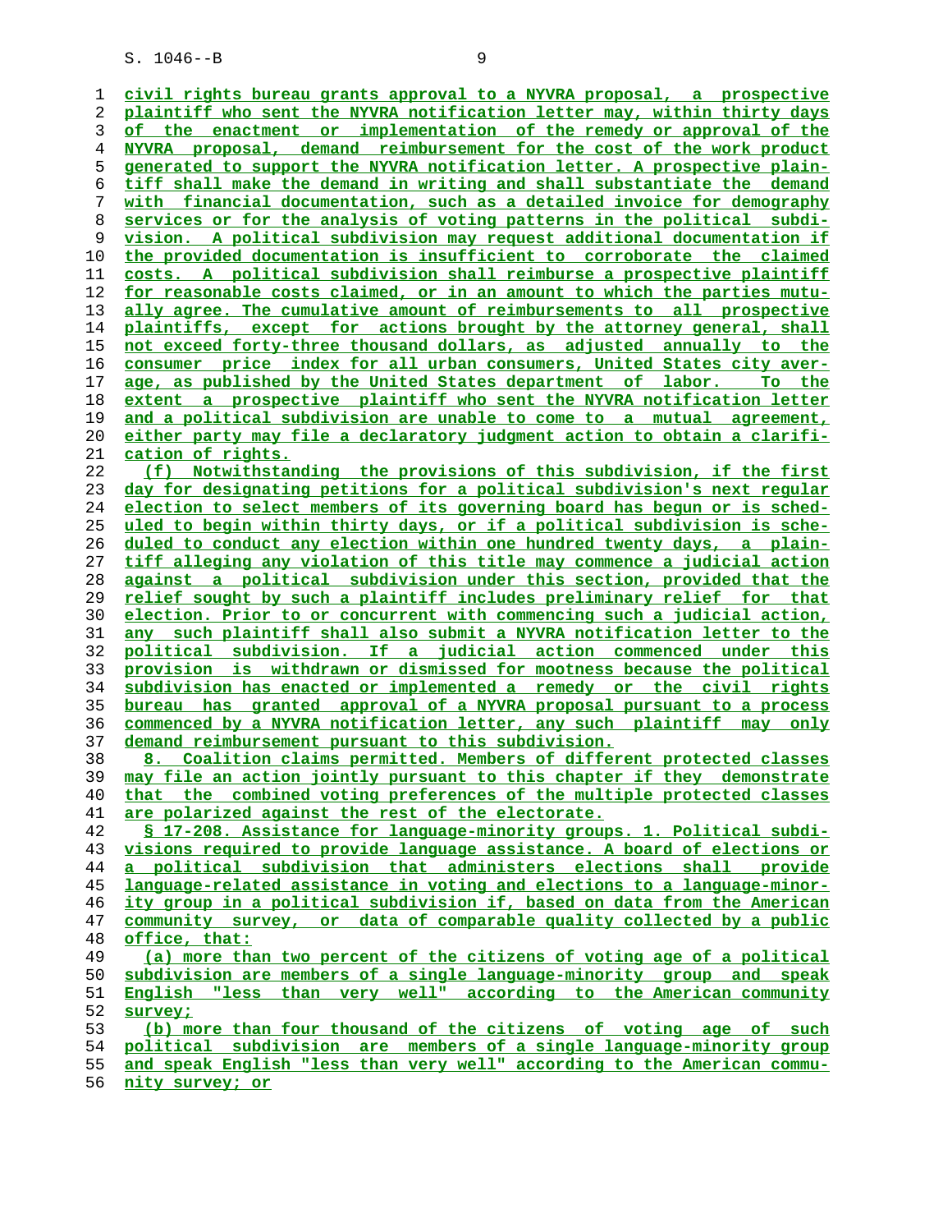civil rights bureau grants approval to a NYVRA proposal, a prospective plaintiff who sent the NYVRA notification letter may, within thirty days of the enactment or implementation of the remedy or approval of the NYVRA proposal, demand reimbursement for the cost of the work product generated to support the NYVRA notification letter. A prospective plaintiff shall make the demand in writing and shall substantiate the demand with financial documentation, such as a detailed invoice for demography services or for the analysis of voting patterns in the political subdivision. A political subdivision may request additional documentation if the provided documentation is insufficient to corroborate the claimed costs. A political subdivision shall reimburse a prospective plaintiff for reasonable costs claimed, or in an amount to which the parties mutually agree. The cumulative amount of reimbursements to all prospective plaintiffs, except for actions brought by the attorney general, shall not exceed forty-three thousand dollars, as adjusted annually to the consumer price index for all urban consumers, United States city average, as published by the United States department of labor. To the extent a prospective plaintiff who sent the NYVRA notification letter and a political subdivision are unable to come to a mutual agreement, either party may file a declaratory judgment action to obtain a clarification of rights.

(f) Notwithstanding the provisions of this subdivision, if the first day for designating petitions for a political subdivision's next regular election to select members of its governing board has begun or is scheduled to begin within thirty days, or if a political subdivision is scheduled to conduct any election within one hundred twenty days, a plaintiff alleging any violation of this title may commence a judicial action against a political subdivision under this section, provided that the relief sought by such a plaintiff includes preliminary relief for that election. Prior to or concurrent with commencing such a judicial action, any such plaintiff shall also submit a NYVRA notification letter to the political subdivision. If a judicial action commenced under this provision is withdrawn or dismissed for mootness because the political subdivision has enacted or implemented a remedy or the civil rights bureau has granted approval of a NYVRA proposal pursuant to a process commenced by a NYVRA notification letter, any such plaintiff may only demand reimbursement pursuant to this subdivision.

8. Coalition claims permitted. Members of different protected classes may file an action jointly pursuant to this chapter if they demonstrate that the combined voting preferences of the multiple protected classes are polarized against the rest of the electorate.

§ 17-208. Assistance for language-minority groups. 1. Political subdivisions required to provide language assistance. A board of elections or a political subdivision that administers elections shall provide language-related assistance in voting and elections to a language-minority group in a political subdivision if, based on data from the American community survey, or data of comparable quality collected by a public office, that:

(a) more than two percent of the citizens of voting age of a political subdivision are members of a single language-minority group and speak English "less than very well" according to the American community survey;

(b) more than four thousand of the citizens of voting age of such political subdivision are members of a single language-minority group and speak English "less than very well" according to the American community survey; or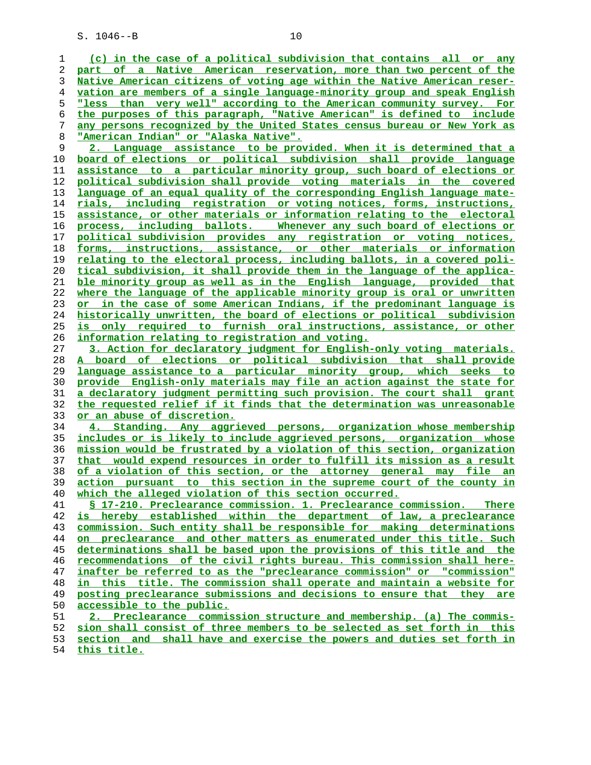(c) in the case of a political subdivision that contains all or any part of a Native American reservation, more than two percent of the Native American citizens of voting age within the Native American reservation are members of a single language-minority group and speak English "less than very well" according to the American community survey. For the purposes of this paragraph, "Native American" is defined to include any persons recognized by the United States census bureau or New York as "American Indian" or "Alaska Native".

2. Language assistance to be provided. When it is determined that a board of elections or political subdivision shall provide language assistance to a particular minority group, such board of elections or political subdivision shall provide voting materials in the covered language of an equal quality of the corresponding English language materials, including registration or voting notices, forms, instructions, assistance, or other materials or information relating to the electoral process, including ballots. Whenever any such board of elections or political subdivision provides any registration or voting notices, forms, instructions, assistance, or other materials or information relating to the electoral process, including ballots, in a covered political subdivision, it shall provide them in the language of the applicable minority group as well as in the English language, provided that where the language of the applicable minority group is oral or unwritten or in the case of some American Indians, if the predominant language is historically unwritten, the board of elections or political subdivision is only required to furnish oral instructions, assistance, or other information relating to registration and voting.

3. Action for declaratory judgment for English-only voting materials. A board of elections or political subdivision that shall provide language assistance to a particular minority group, which seeks to provide English-only materials may file an action against the state for a declaratory judgment permitting such provision. The court shall grant the requested relief if it finds that the determination was unreasonable or an abuse of discretion.

4. Standing. Any aggrieved persons, organization whose membership includes or is likely to include aggrieved persons, organization whose mission would be frustrated by a violation of this section, organization that would expend resources in order to fulfill its mission as a result of a violation of this section, or the attorney general may file an action pursuant to this section in the supreme court of the county in which the alleged violation of this section occurred.

§ 17-210. Preclearance commission. 1. Preclearance commission. There is hereby established within the department of law, a preclearance commission. Such entity shall be responsible for making determinations on preclearance and other matters as enumerated under this title. Such determinations shall be based upon the provisions of this title and the recommendations of the civil rights bureau. This commission shall hereinafter be referred to as the "preclearance commission" or "commission" in this title. The commission shall operate and maintain a website for posting preclearance submissions and decisions to ensure that they are accessible to the public.

2. Preclearance commission structure and membership. (a) The commission shall consist of three members to be selected as set forth in this section and shall have and exercise the powers and duties set forth in this title.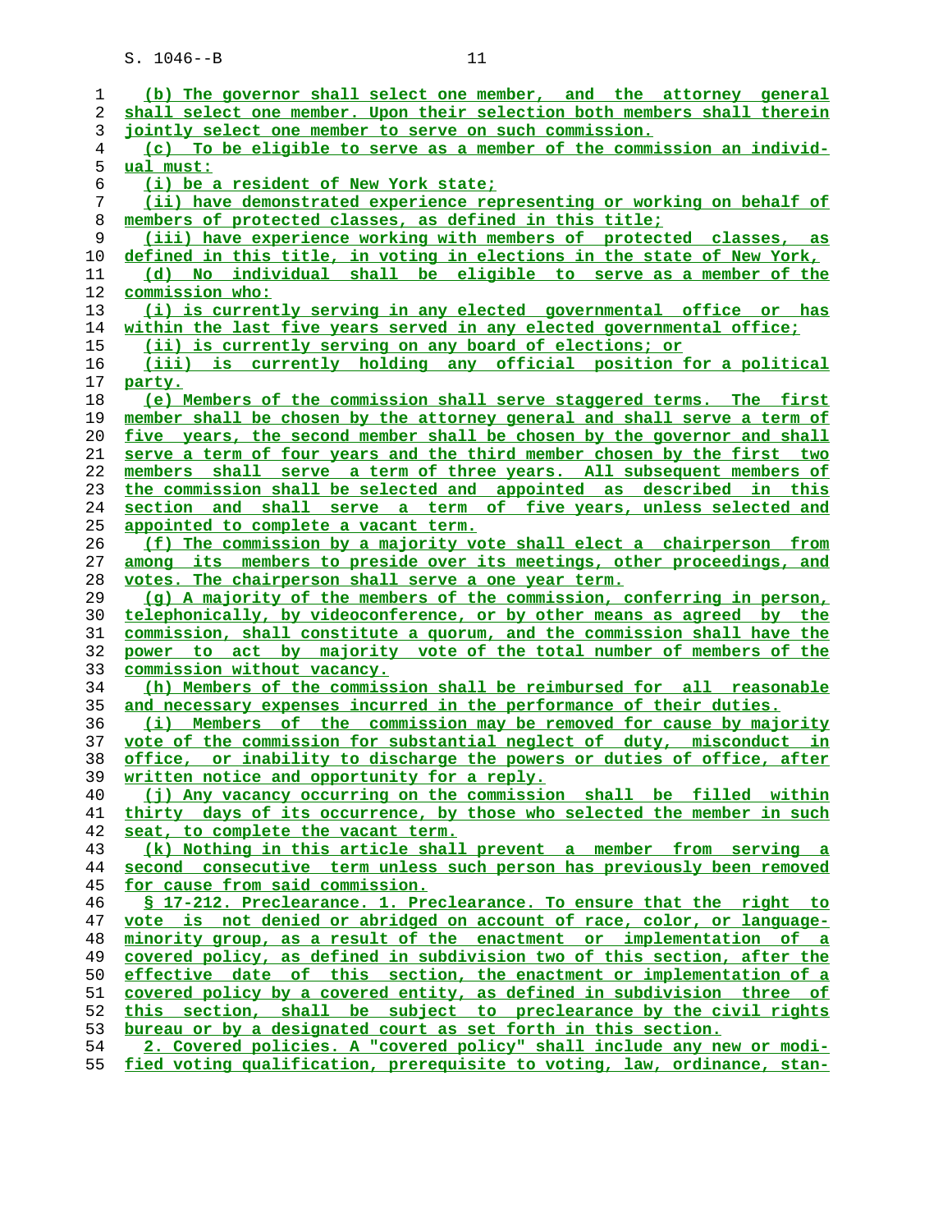(b) The governor shall select one member, and the attorney general shall select one member. Upon their selection both members shall therein jointly select one member to serve on such commission.

(c) To be eligible to serve as a member of the commission an individual must:

(i) be a resident of New York state;

(ii) have demonstrated experience representing or working on behalf of members of protected classes, as defined in this title;

(iii) have experience working with members of protected classes, as defined in this title, in voting in elections in the state of New York,

(d) No individual shall be eligible to serve as a member of the commission who:

(i) is currently serving in any elected governmental office or has within the last five years served in any elected governmental office;

(ii) is currently serving on any board of elections; or

(iii) is currently holding any official position for a political party.

(e) Members of the commission shall serve staggered terms. The first member shall be chosen by the attorney general and shall serve a term of five years, the second member shall be chosen by the governor and shall serve a term of four years and the third member chosen by the first two members shall serve a term of three years. All subsequent members of the commission shall be selected and appointed as described in this section and shall serve a term of five years, unless selected and appointed to complete a vacant term.

(f) The commission by a majority vote shall elect a chairperson from among its members to preside over its meetings, other proceedings, and votes. The chairperson shall serve a one year term.

(g) A majority of the members of the commission, conferring in person, telephonically, by videoconference, or by other means as agreed by the commission, shall constitute a quorum, and the commission shall have the power to act by majority vote of the total number of members of the commission without vacancy.

(h) Members of the commission shall be reimbursed for all reasonable and necessary expenses incurred in the performance of their duties.

(i) Members of the commission may be removed for cause by majority vote of the commission for substantial neglect of duty, misconduct in office, or inability to discharge the powers or duties of office, after written notice and opportunity for a reply.

(j) Any vacancy occurring on the commission shall be filled within thirty days of its occurrence, by those who selected the member in such seat, to complete the vacant term.

(k) Nothing in this article shall prevent a member from serving a second consecutive term unless such person has previously been removed for cause from said commission.

§ 17-212. Preclearance. 1. Preclearance. To ensure that the right to vote is not denied or abridged on account of race, color, or language-minority group, as a result of the enactment or implementation of a covered policy, as defined in subdivision two of this section, after the effective date of this section, the enactment or implementation of a covered policy by a covered entity, as defined in subdivision three of this section, shall be subject to preclearance by the civil rights bureau or by a designated court as set forth in this section.

2. Covered policies. A "covered policy" shall include any new or modified voting qualification, prerequisite to voting, law, ordinance, stan-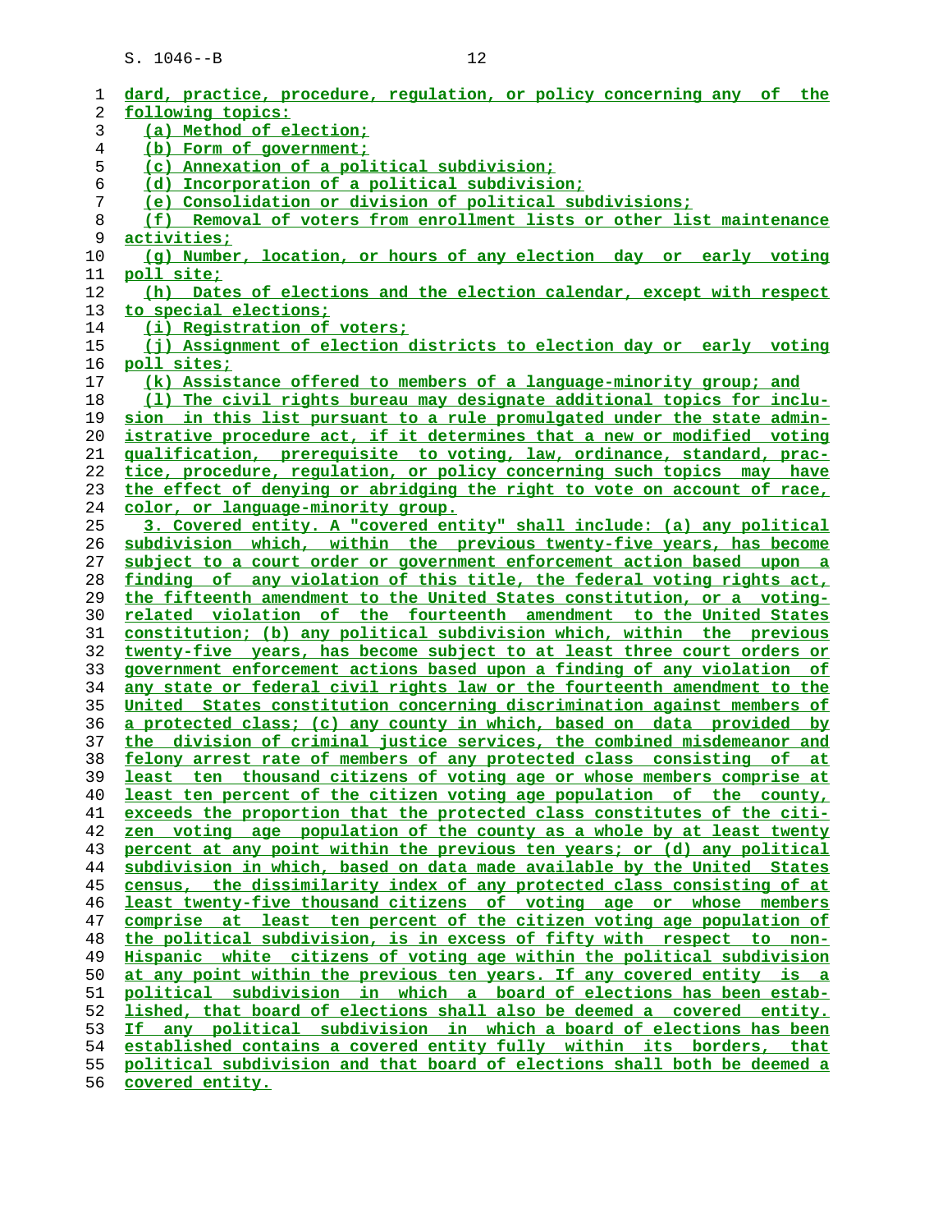dard, practice, procedure, regulation, or policy concerning any of the following topics:

(a) Method of election;

(b) Form of government;

(c) Annexation of a political subdivision;

(d) Incorporation of a political subdivision;

(e) Consolidation or division of political subdivisions;

(f) Removal of voters from enrollment lists or other list maintenance activities;

(g) Number, location, or hours of any election day or early voting poll site;

(h) Dates of elections and the election calendar, except with respect to special elections;

(i) Registration of voters;

(j) Assignment of election districts to election day or early voting poll sites;

(k) Assistance offered to members of a language-minority group; and

(l) The civil rights bureau may designate additional topics for inclusion in this list pursuant to a rule promulgated under the state administrative procedure act, if it determines that a new or modified voting qualification, prerequisite to voting, law, ordinance, standard, practice, procedure, regulation, or policy concerning such topics may have the effect of denying or abridging the right to vote on account of race, color, or language-minority group.

3. Covered entity. A "covered entity" shall include: (a) any political subdivision which, within the previous twenty-five years, has become subject to a court order or government enforcement action based upon a finding of any violation of this title, the federal voting rights act, the fifteenth amendment to the United States constitution, or a voting-related violation of the fourteenth amendment to the United States constitution; (b) any political subdivision which, within the previous twenty-five years, has become subject to at least three court orders or government enforcement actions based upon a finding of any violation of any state or federal civil rights law or the fourteenth amendment to the United States constitution concerning discrimination against members of a protected class; (c) any county in which, based on data provided by the division of criminal justice services, the combined misdemeanor and felony arrest rate of members of any protected class consisting of at least ten thousand citizens of voting age or whose members comprise at least ten percent of the citizen voting age population of the county, exceeds the proportion that the protected class constitutes of the citizen voting age population of the county as a whole by at least twenty percent at any point within the previous ten years; or (d) any political subdivision in which, based on data made available by the United States census, the dissimilarity index of any protected class consisting of at least twenty-five thousand citizens of voting age or whose members comprise at least ten percent of the citizen voting age population of the political subdivision, is in excess of fifty with respect to non-Hispanic white citizens of voting age within the political subdivision at any point within the previous ten years. If any covered entity is a political subdivision in which a board of elections has been established, that board of elections shall also be deemed a covered entity. If any political subdivision in which a board of elections has been established contains a covered entity fully within its borders, that political subdivision and that board of elections shall both be deemed a covered entity.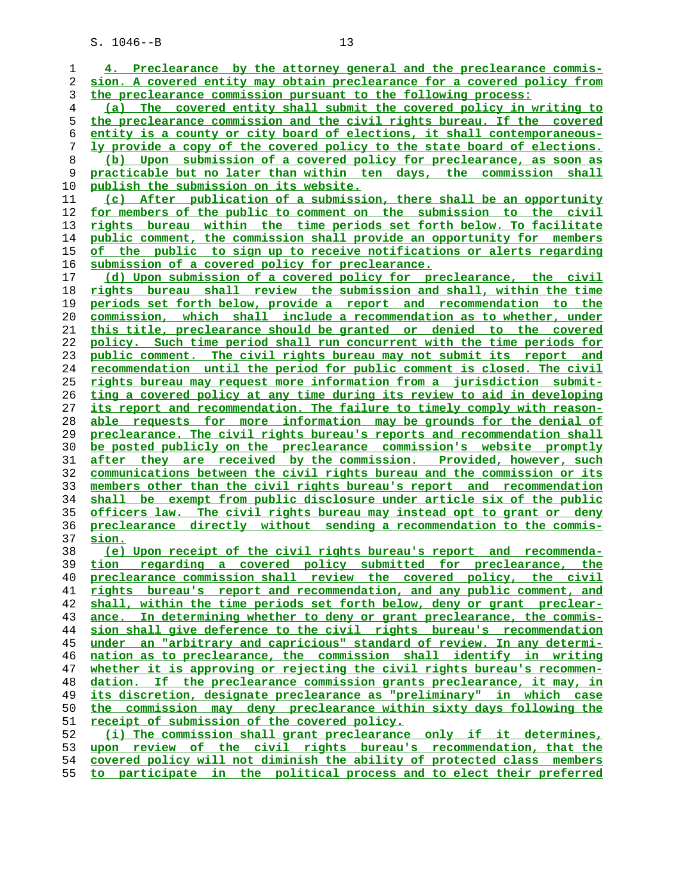4. Preclearance by the attorney general and the preclearance commission. A covered entity may obtain preclearance for a covered policy from the preclearance commission pursuant to the following process:

(a) The covered entity shall submit the covered policy in writing to the preclearance commission and the civil rights bureau. If the covered entity is a county or city board of elections, it shall contemporaneously provide a copy of the covered policy to the state board of elections.

(b) Upon submission of a covered policy for preclearance, as soon as practicable but no later than within ten days, the commission shall publish the submission on its website.

(c) After publication of a submission, there shall be an opportunity for members of the public to comment on the submission to the civil rights bureau within the time periods set forth below. To facilitate public comment, the commission shall provide an opportunity for members of the public to sign up to receive notifications or alerts regarding submission of a covered policy for preclearance.

(d) Upon submission of a covered policy for preclearance, the civil rights bureau shall review the submission and shall, within the time periods set forth below, provide a report and recommendation to the commission, which shall include a recommendation as to whether, under this title, preclearance should be granted or denied to the covered policy. Such time period shall run concurrent with the time periods for public comment. The civil rights bureau may not submit its report and recommendation until the period for public comment is closed. The civil rights bureau may request more information from a jurisdiction submitting a covered policy at any time during its review to aid in developing its report and recommendation. The failure to timely comply with reasonable requests for more information may be grounds for the denial of preclearance. The civil rights bureau's reports and recommendation shall be posted publicly on the preclearance commission's website promptly after they are received by the commission. Provided, however, such communications between the civil rights bureau and the commission or its members other than the civil rights bureau's report and recommendation shall be exempt from public disclosure under article six of the public officers law. The civil rights bureau may instead opt to grant or deny preclearance directly without sending a recommendation to the commission.

(e) Upon receipt of the civil rights bureau's report and recommendation regarding a covered policy submitted for preclearance, the preclearance commission shall review the covered policy, the civil rights bureau's report and recommendation, and any public comment, and shall, within the time periods set forth below, deny or grant preclearance. In determining whether to deny or grant preclearance, the commission shall give deference to the civil rights bureau's recommendation under an "arbitrary and capricious" standard of review. In any determination as to preclearance, the commission shall identify in writing whether it is approving or rejecting the civil rights bureau's recommendation. If the preclearance commission grants preclearance, it may, in its discretion, designate preclearance as "preliminary" in which case the commission may deny preclearance within sixty days following the receipt of submission of the covered policy.

(i) The commission shall grant preclearance only if it determines, upon review of the civil rights bureau's recommendation, that the covered policy will not diminish the ability of protected class members to participate in the political process and to elect their preferred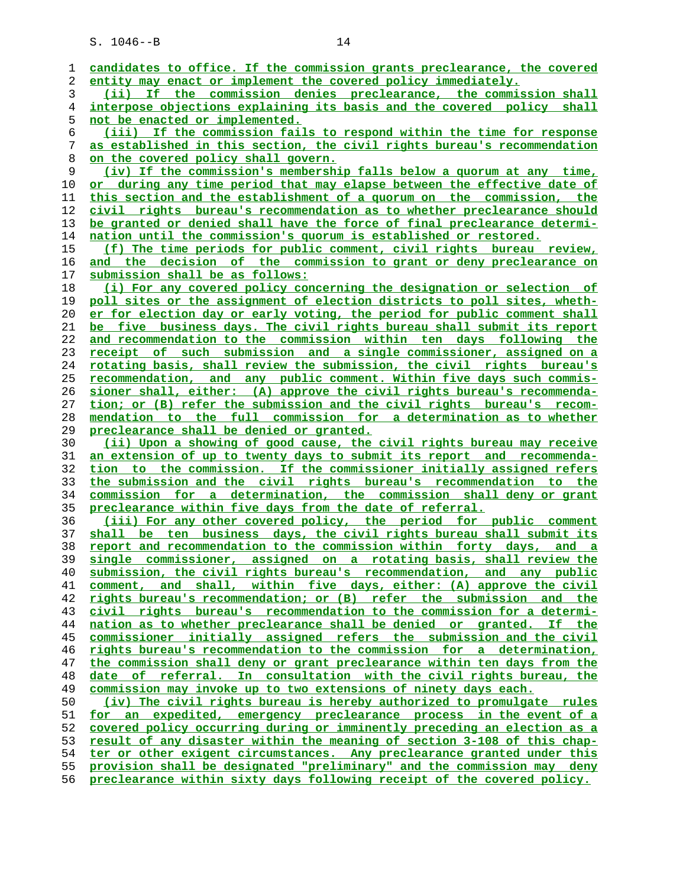candidates to office. If the commission grants preclearance, the covered entity may enact or implement the covered policy immediately.

(ii) If the commission denies preclearance, the commission shall interpose objections explaining its basis and the covered policy shall not be enacted or implemented.

(iii) If the commission fails to respond within the time for response as established in this section, the civil rights bureau's recommendation on the covered policy shall govern.

(iv) If the commission's membership falls below a quorum at any time, or during any time period that may elapse between the effective date of this section and the establishment of a quorum on the commission, the civil rights bureau's recommendation as to whether preclearance should be granted or denied shall have the force of final preclearance determination until the commission's quorum is established or restored.

(f) The time periods for public comment, civil rights bureau review, and the decision of the commission to grant or deny preclearance on submission shall be as follows:

(i) For any covered policy concerning the designation or selection of poll sites or the assignment of election districts to poll sites, whether for election day or early voting, the period for public comment shall be five business days. The civil rights bureau shall submit its report and recommendation to the commission within ten days following the receipt of such submission and a single commissioner, assigned on a rotating basis, shall review the submission, the civil rights bureau's recommendation, and any public comment. Within five days such commissioner shall, either: (A) approve the civil rights bureau's recommendation; or (B) refer the submission and the civil rights bureau's recommendation to the full commission for a determination as to whether preclearance shall be denied or granted.

(ii) Upon a showing of good cause, the civil rights bureau may receive an extension of up to twenty days to submit its report and recommendation to the commission. If the commissioner initially assigned refers the submission and the civil rights bureau's recommendation to the commission for a determination, the commission shall deny or grant preclearance within five days from the date of referral.

(iii) For any other covered policy, the period for public comment shall be ten business days, the civil rights bureau shall submit its report and recommendation to the commission within forty days, and a single commissioner, assigned on a rotating basis, shall review the submission, the civil rights bureau's recommendation, and any public comment, and shall, within five days, either: (A) approve the civil rights bureau's recommendation; or (B) refer the submission and the civil rights bureau's recommendation to the commission for a determination as to whether preclearance shall be denied or granted. If the commissioner initially assigned refers the submission and the civil rights bureau's recommendation to the commission for a determination, the commission shall deny or grant preclearance within ten days from the date of referral. In consultation with the civil rights bureau, the commission may invoke up to two extensions of ninety days each.

(iv) The civil rights bureau is hereby authorized to promulgate rules for an expedited, emergency preclearance process in the event of a covered policy occurring during or imminently preceding an election as a result of any disaster within the meaning of section 3-108 of this chapter or other exigent circumstances. Any preclearance granted under this provision shall be designated "preliminary" and the commission may deny preclearance within sixty days following receipt of the covered policy.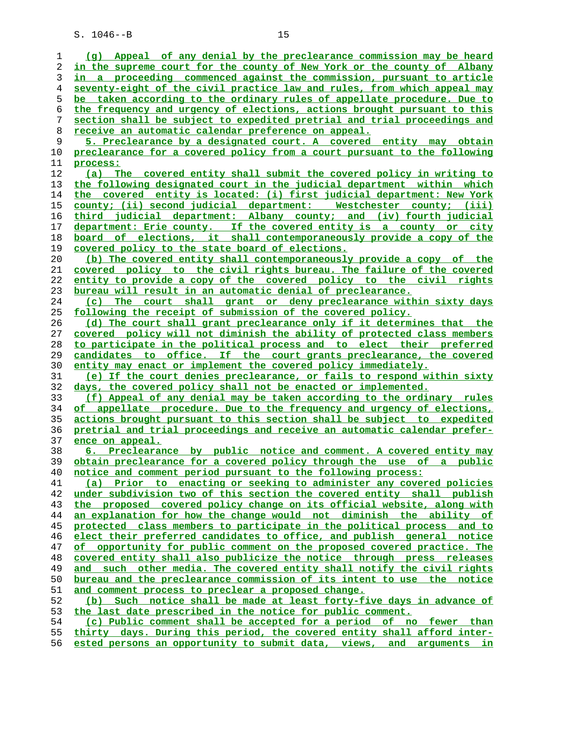(g) Appeal of any denial by the preclearance commission may be heard in the supreme court for the county of New York or the county of Albany in a proceeding commenced against the commission, pursuant to article seventy-eight of the civil practice law and rules, from which appeal may be taken according to the ordinary rules of appellate procedure. Due to the frequency and urgency of elections, actions brought pursuant to this section shall be subject to expedited pretrial and trial proceedings and receive an automatic calendar preference on appeal.

5. Preclearance by a designated court. A covered entity may obtain preclearance for a covered policy from a court pursuant to the following process:

(a) The covered entity shall submit the covered policy in writing to the following designated court in the judicial department within which the covered entity is located: (i) first judicial department: New York county; (ii) second judicial department: Westchester county; (iii) third judicial department: Albany county; and (iv) fourth judicial department: Erie county. If the covered entity is a county or city board of elections, it shall contemporaneously provide a copy of the covered policy to the state board of elections.

(b) The covered entity shall contemporaneously provide a copy of the covered policy to the civil rights bureau. The failure of the covered entity to provide a copy of the covered policy to the civil rights bureau will result in an automatic denial of preclearance.

(c) The court shall grant or deny preclearance within sixty days following the receipt of submission of the covered policy.

(d) The court shall grant preclearance only if it determines that the covered policy will not diminish the ability of protected class members to participate in the political process and to elect their preferred candidates to office. If the court grants preclearance, the covered entity may enact or implement the covered policy immediately.

(e) If the court denies preclearance, or fails to respond within sixty days, the covered policy shall not be enacted or implemented.

(f) Appeal of any denial may be taken according to the ordinary rules of appellate procedure. Due to the frequency and urgency of elections, actions brought pursuant to this section shall be subject to expedited pretrial and trial proceedings and receive an automatic calendar preference on appeal.

6. Preclearance by public notice and comment. A covered entity may obtain preclearance for a covered policy through the use of a public notice and comment period pursuant to the following process:

(a) Prior to enacting or seeking to administer any covered policies under subdivision two of this section the covered entity shall publish the proposed covered policy change on its official website, along with an explanation for how the change would not diminish the ability of protected class members to participate in the political process and to elect their preferred candidates to office, and publish general notice of opportunity for public comment on the proposed covered practice. The covered entity shall also publicize the notice through press releases and such other media. The covered entity shall notify the civil rights bureau and the preclearance commission of its intent to use the notice and comment process to preclear a proposed change.

(b) Such notice shall be made at least forty-five days in advance of the last date prescribed in the notice for public comment.

(c) Public comment shall be accepted for a period of no fewer than thirty days. During this period, the covered entity shall afford interested persons an opportunity to submit data, views, and arguments in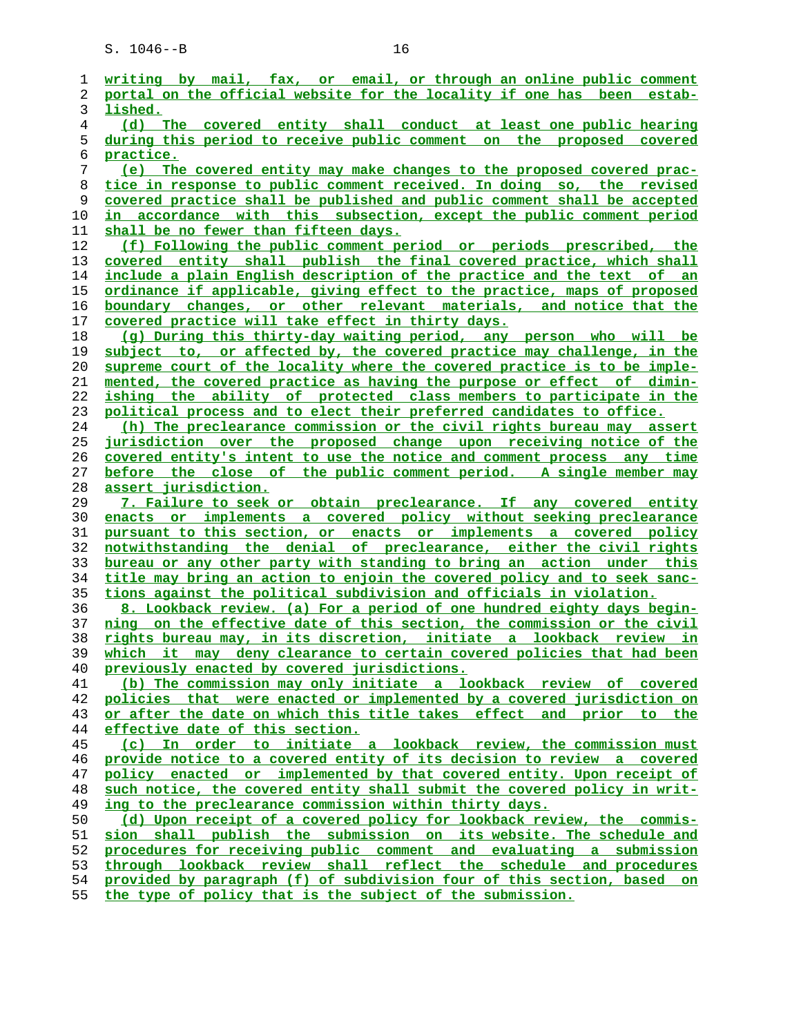writing by mail, fax, or email, or through an online public comment portal on the official website for the locality if one has been established.

(d) The covered entity shall conduct at least one public hearing during this period to receive public comment on the proposed covered practice.

(e) The covered entity may make changes to the proposed covered practice in response to public comment received. In doing so, the revised covered practice shall be published and public comment shall be accepted in accordance with this subsection, except the public comment period shall be no fewer than fifteen days.

(f) Following the public comment period or periods prescribed, the covered entity shall publish the final covered practice, which shall include a plain English description of the practice and the text of an ordinance if applicable, giving effect to the practice, maps of proposed boundary changes, or other relevant materials, and notice that the covered practice will take effect in thirty days.

(g) During this thirty-day waiting period, any person who will be subject to, or affected by, the covered practice may challenge, in the supreme court of the locality where the covered practice is to be implemented, the covered practice as having the purpose or effect of diminishing the ability of protected class members to participate in the political process and to elect their preferred candidates to office.

(h) The preclearance commission or the civil rights bureau may assert jurisdiction over the proposed change upon receiving notice of the covered entity's intent to use the notice and comment process any time before the close of the public comment period. A single member may assert jurisdiction.

7. Failure to seek or obtain preclearance. If any covered entity enacts or implements a covered policy without seeking preclearance pursuant to this section, or enacts or implements a covered policy notwithstanding the denial of preclearance, either the civil rights bureau or any other party with standing to bring an action under this title may bring an action to enjoin the covered policy and to seek sanctions against the political subdivision and officials in violation.

8. Lookback review. (a) For a period of one hundred eighty days beginning on the effective date of this section, the commission or the civil rights bureau may, in its discretion, initiate a lookback review in which it may deny clearance to certain covered policies that had been previously enacted by covered jurisdictions.

(b) The commission may only initiate a lookback review of covered policies that were enacted or implemented by a covered jurisdiction on or after the date on which this title takes effect and prior to the effective date of this section.

(c) In order to initiate a lookback review, the commission must provide notice to a covered entity of its decision to review a covered policy enacted or implemented by that covered entity. Upon receipt of such notice, the covered entity shall submit the covered policy in writing to the preclearance commission within thirty days.

(d) Upon receipt of a covered policy for lookback review, the commission shall publish the submission on its website. The schedule and procedures for receiving public comment and evaluating a submission through lookback review shall reflect the schedule and procedures provided by paragraph (f) of subdivision four of this section, based on the type of policy that is the subject of the submission.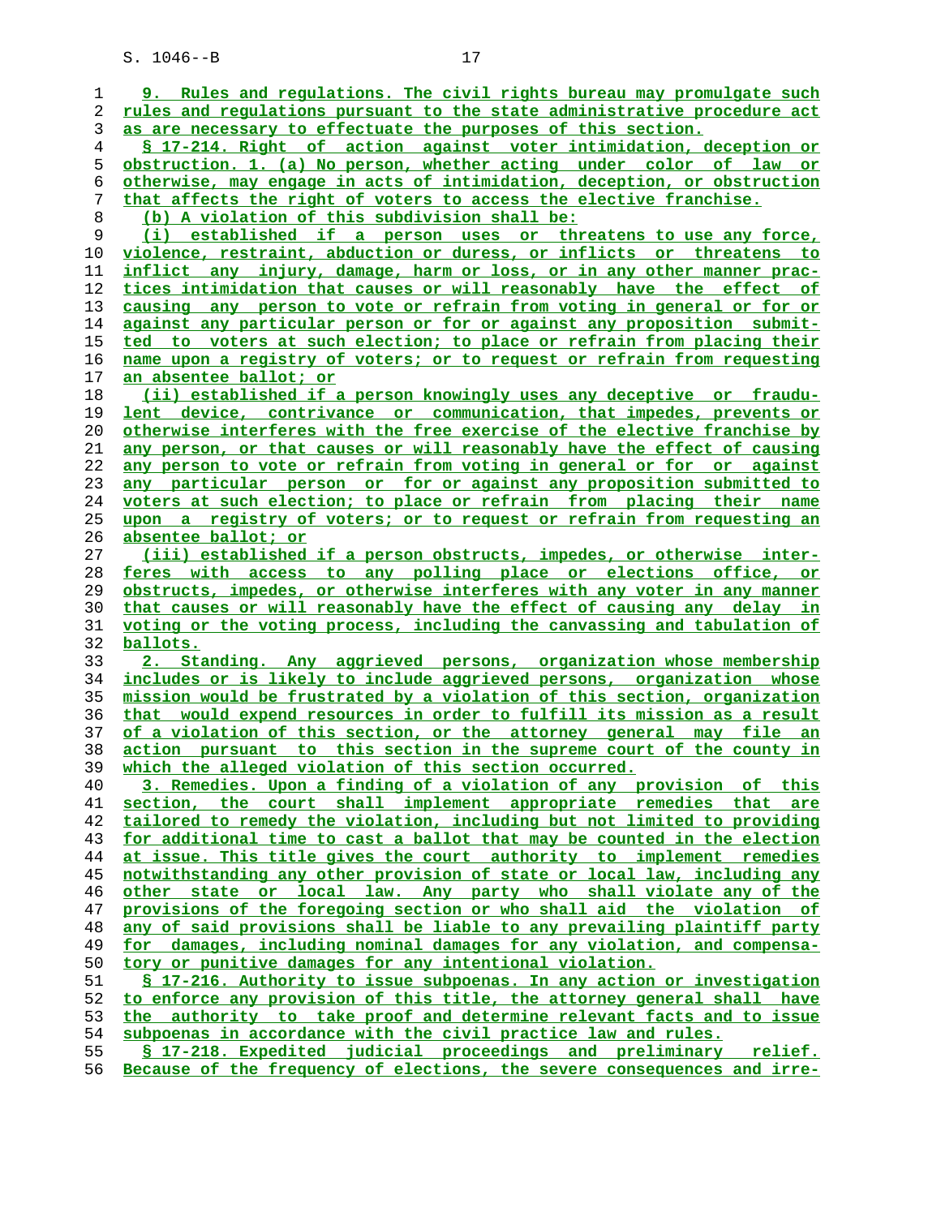9. Rules and regulations. The civil rights bureau may promulgate such rules and regulations pursuant to the state administrative procedure act as are necessary to effectuate the purposes of this section.

§ 17-214. Right of action against voter intimidation, deception or obstruction. 1. (a) No person, whether acting under color of law or otherwise, may engage in acts of intimidation, deception, or obstruction that affects the right of voters to access the elective franchise.

(b) A violation of this subdivision shall be:

(i) established if a person uses or threatens to use any force, violence, restraint, abduction or duress, or inflicts or threatens to inflict any injury, damage, harm or loss, or in any other manner practices intimidation that causes or will reasonably have the effect of causing any person to vote or refrain from voting in general or for or against any particular person or for or against any proposition submitted to voters at such election; to place or refrain from placing their name upon a registry of voters; or to request or refrain from requesting an absentee ballot; or

(ii) established if a person knowingly uses any deceptive or fraudulent device, contrivance or communication, that impedes, prevents or otherwise interferes with the free exercise of the elective franchise by any person, or that causes or will reasonably have the effect of causing any person to vote or refrain from voting in general or for or against any particular person or for or against any proposition submitted to voters at such election; to place or refrain from placing their name upon a registry of voters; or to request or refrain from requesting an absentee ballot; or

(iii) established if a person obstructs, impedes, or otherwise interferes with access to any polling place or elections office, or obstructs, impedes, or otherwise interferes with any voter in any manner that causes or will reasonably have the effect of causing any delay in voting or the voting process, including the canvassing and tabulation of ballots.

2. Standing. Any aggrieved persons, organization whose membership includes or is likely to include aggrieved persons, organization whose mission would be frustrated by a violation of this section, organization that would expend resources in order to fulfill its mission as a result of a violation of this section, or the attorney general may file an action pursuant to this section in the supreme court of the county in which the alleged violation of this section occurred.

3. Remedies. Upon a finding of a violation of any provision of this section, the court shall implement appropriate remedies that are tailored to remedy the violation, including but not limited to providing for additional time to cast a ballot that may be counted in the election at issue. This title gives the court authority to implement remedies notwithstanding any other provision of state or local law, including any other state or local law. Any party who shall violate any of the provisions of the foregoing section or who shall aid the violation of any of said provisions shall be liable to any prevailing plaintiff party for damages, including nominal damages for any violation, and compensatory or punitive damages for any intentional violation.

§ 17-216. Authority to issue subpoenas. In any action or investigation to enforce any provision of this title, the attorney general shall have the authority to take proof and determine relevant facts and to issue subpoenas in accordance with the civil practice law and rules.

§ 17-218. Expedited judicial proceedings and preliminary relief. Because of the frequency of elections, the severe consequences and irre-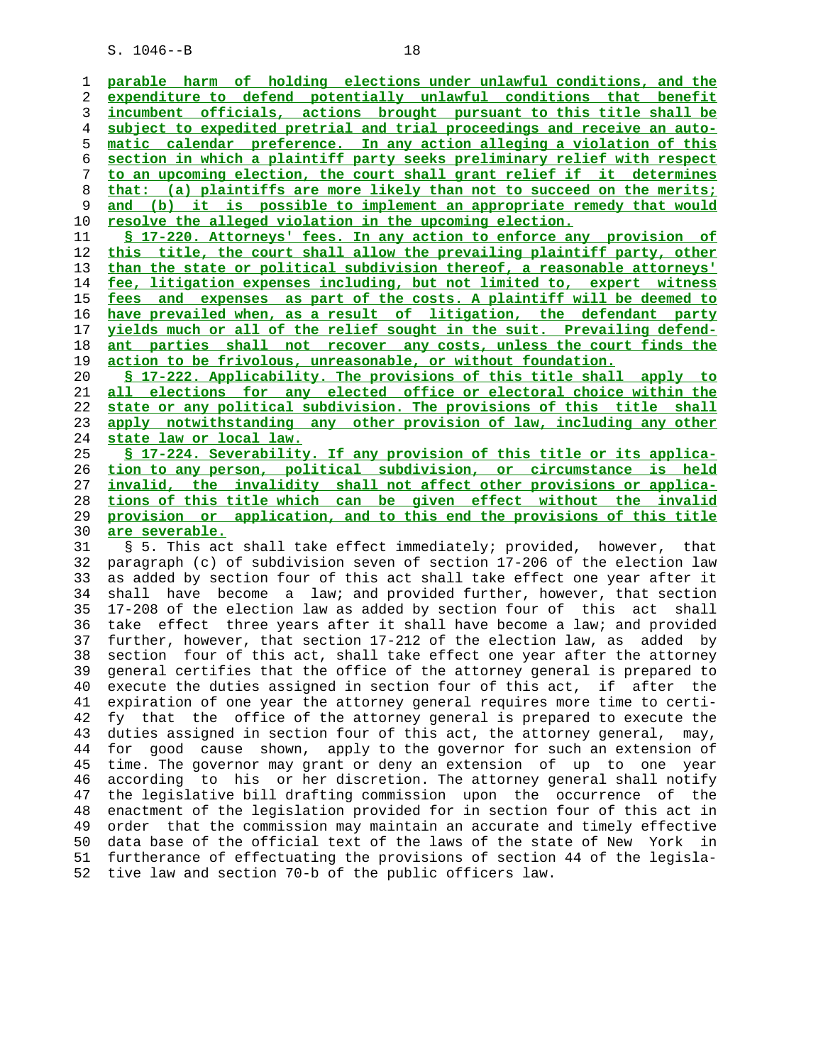parable harm of holding elections under unlawful conditions, and the expenditure to defend potentially unlawful conditions that benefit incumbent officials, actions brought pursuant to this title shall be subject to expedited pretrial and trial proceedings and receive an automatic calendar preference. In any action alleging a violation of this section in which a plaintiff party seeks preliminary relief with respect to an upcoming election, the court shall grant relief if it determines that: (a) plaintiffs are more likely than not to succeed on the merits; and (b) it is possible to implement an appropriate remedy that would resolve the alleged violation in the upcoming election.

§ 17-220. Attorneys' fees. In any action to enforce any provision of this title, the court shall allow the prevailing plaintiff party, other than the state or political subdivision thereof, a reasonable attorneys' fee, litigation expenses including, but not limited to, expert witness fees and expenses as part of the costs. A plaintiff will be deemed to have prevailed when, as a result of litigation, the defendant party yields much or all of the relief sought in the suit. Prevailing defendant parties shall not recover any costs, unless the court finds the action to be frivolous, unreasonable, or without foundation.

§ 17-222. Applicability. The provisions of this title shall apply to all elections for any elected office or electoral choice within the state or any political subdivision. The provisions of this title shall apply notwithstanding any other provision of law, including any other state law or local law.

§ 17-224. Severability. If any provision of this title or its application to any person, political subdivision, or circumstance is held invalid, the invalidity shall not affect other provisions or applications of this title which can be given effect without the invalid provision or application, and to this end the provisions of this title are severable.

§ 5. This act shall take effect immediately; provided, however, that paragraph (c) of subdivision seven of section 17-206 of the election law as added by section four of this act shall take effect one year after it shall have become a law; and provided further, however, that section 17-208 of the election law as added by section four of this act shall take effect three years after it shall have become a law; and provided further, however, that section 17-212 of the election law, as added by section four of this act, shall take effect one year after the attorney general certifies that the office of the attorney general is prepared to execute the duties assigned in section four of this act, if after the expiration of one year the attorney general requires more time to certify that the office of the attorney general is prepared to execute the duties assigned in section four of this act, the attorney general, may, for good cause shown, apply to the governor for such an extension of time. The governor may grant or deny an extension of up to one year according to his or her discretion. The attorney general shall notify the legislative bill drafting commission upon the occurrence of the enactment of the legislation provided for in section four of this act in order that the commission may maintain an accurate and timely effective data base of the official text of the laws of the state of New York in furtherance of effectuating the provisions of section 44 of the legislative law and section 70-b of the public officers law.